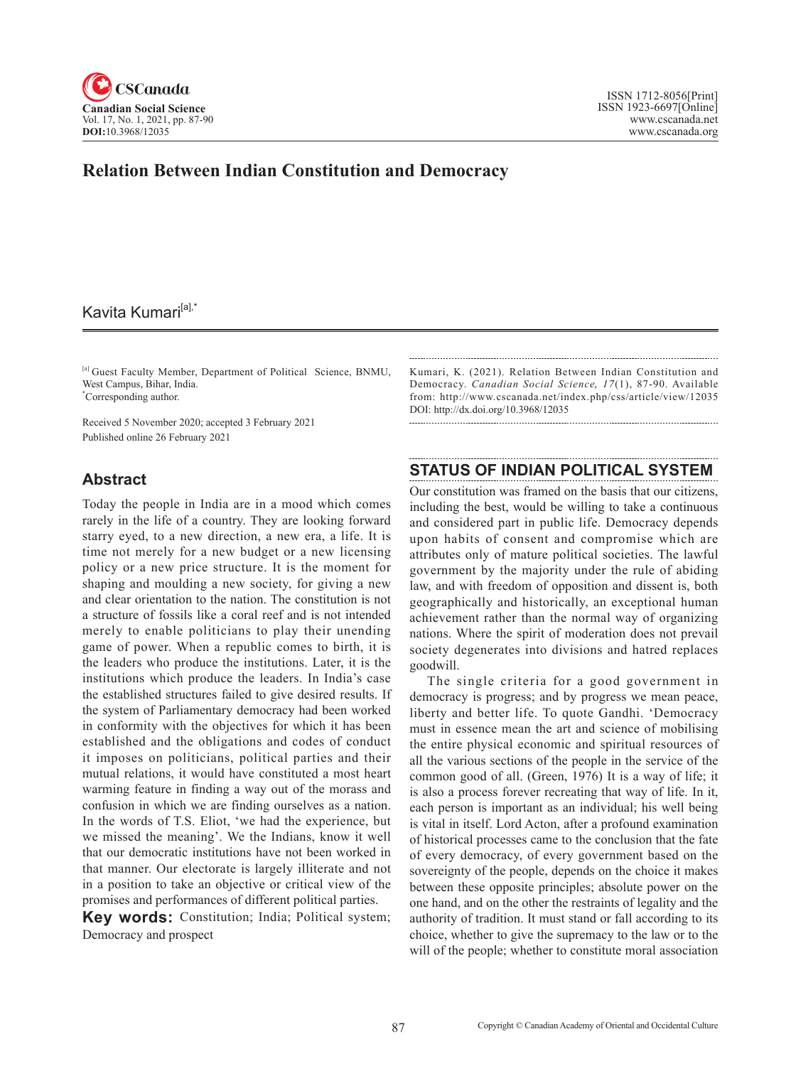# Relation Between Indian Constitution and Democracy

Kavita Kumari[a],*

[a] Guest Faculty Member, Department of Political Science, BNMU, West Campus, Bihar, India.
*Corresponding author.

Received 5 November 2020; accepted 3 February 2021
Published online 26 February 2021

## Abstract

Today the people in India are in a mood which comes rarely in the life of a country. They are looking forward starry eyed, to a new direction, a new era, a life. It is time not merely for a new budget or a new licensing policy or a new price structure. It is the moment for shaping and moulding a new society, for giving a new and clear orientation to the nation. The constitution is not a structure of fossils like a coral reef and is not intended merely to enable politicians to play their unending game of power. When a republic comes to birth, it is the leaders who produce the institutions. Later, it is the institutions which produce the leaders. In India's case the established structures failed to give desired results. If the system of Parliamentary democracy had been worked in conformity with the objectives for which it has been established and the obligations and codes of conduct it imposes on politicians, political parties and their mutual relations, it would have constituted a most heart warming feature in finding a way out of the morass and confusion in which we are finding ourselves as a nation. In the words of T.S. Eliot, 'we had the experience, but we missed the meaning'. We the Indians, know it well that our democratic institutions have not been worked in that manner. Our electorate is largely illiterate and not in a position to take an objective or critical view of the promises and performances of different political parties.

**Key words:** Constitution; India; Political system; Democracy and prospect

Kumari, K. (2021). Relation Between Indian Constitution and Democracy. *Canadian Social Science, 17*(1), 87-90. Available from: http://www.cscanada.net/index.php/css/article/view/12035
DOI: http://dx.doi.org/10.3968/12035

## STATUS OF INDIAN POLITICAL SYSTEM

Our constitution was framed on the basis that our citizens, including the best, would be willing to take a continuous and considered part in public life. Democracy depends upon habits of consent and compromise which are attributes only of mature political societies. The lawful government by the majority under the rule of abiding law, and with freedom of opposition and dissent is, both geographically and historically, an exceptional human achievement rather than the normal way of organizing nations. Where the spirit of moderation does not prevail society degenerates into divisions and hatred replaces goodwill.

The single criteria for a good government in democracy is progress; and by progress we mean peace, liberty and better life. To quote Gandhi. 'Democracy must in essence mean the art and science of mobilising the entire physical economic and spiritual resources of all the various sections of the people in the service of the common good of all. (Green, 1976) It is a way of life; it is also a process forever recreating that way of life. In it, each person is important as an individual; his well being is vital in itself. Lord Acton, after a profound examination of historical processes came to the conclusion that the fate of every democracy, of every government based on the sovereignty of the people, depends on the choice it makes between these opposite principles; absolute power on the one hand, and on the other the restraints of legality and the authority of tradition. It must stand or fall according to its choice, whether to give the supremacy to the law or to the will of the people; whether to constitute moral association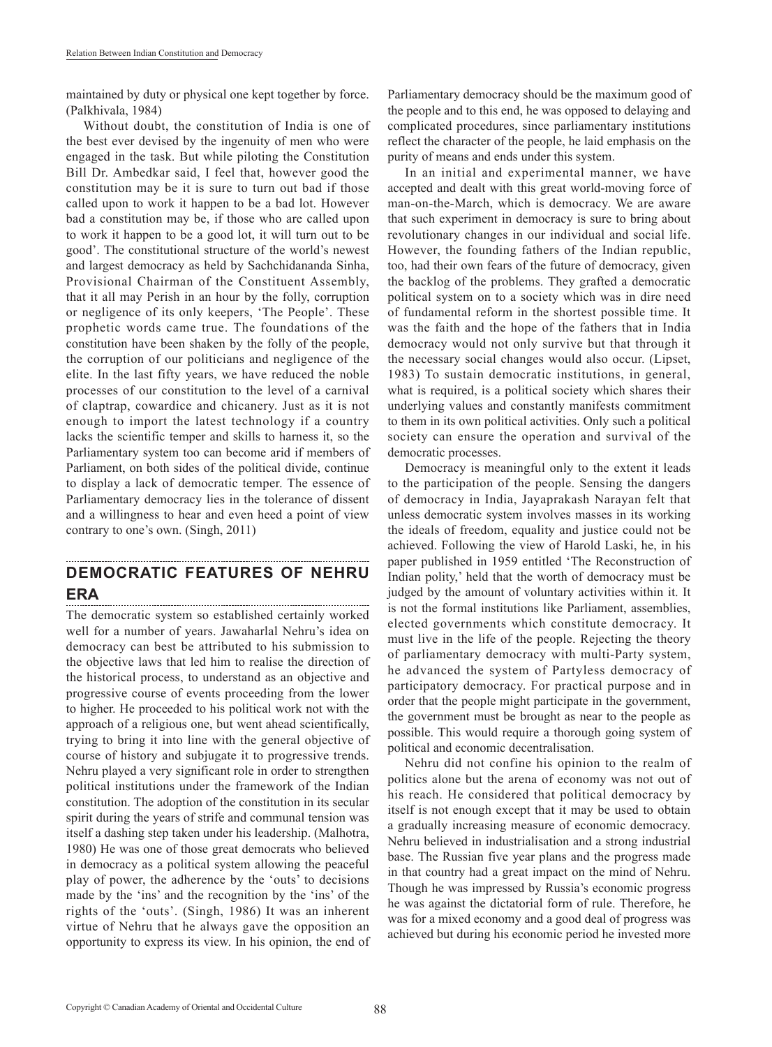maintained by duty or physical one kept together by force. (Palkhivala, 1984)

Without doubt, the constitution of India is one of the best ever devised by the ingenuity of men who were engaged in the task. But while piloting the Constitution Bill Dr. Ambedkar said, I feel that, however good the constitution may be it is sure to turn out bad if those called upon to work it happen to be a bad lot. However bad a constitution may be, if those who are called upon to work it happen to be a good lot, it will turn out to be good'. The constitutional structure of the world's newest and largest democracy as held by Sachchidananda Sinha, Provisional Chairman of the Constituent Assembly, that it all may Perish in an hour by the folly, corruption or negligence of its only keepers, 'The People'. These prophetic words came true. The foundations of the constitution have been shaken by the folly of the people, the corruption of our politicians and negligence of the elite. In the last fifty years, we have reduced the noble processes of our constitution to the level of a carnival of claptrap, cowardice and chicanery. Just as it is not enough to import the latest technology if a country lacks the scientific temper and skills to harness it, so the Parliamentary system too can become arid if members of Parliament, on both sides of the political divide, continue to display a lack of democratic temper. The essence of Parliamentary democracy lies in the tolerance of dissent and a willingness to hear and even heed a point of view contrary to one's own. (Singh, 2011)

## DEMOCRATIC FEATURES OF NEHRU ERA

The democratic system so established certainly worked well for a number of years. Jawaharlal Nehru's idea on democracy can best be attributed to his submission to the objective laws that led him to realise the direction of the historical process, to understand as an objective and progressive course of events proceeding from the lower to higher. He proceeded to his political work not with the approach of a religious one, but went ahead scientifically, trying to bring it into line with the general objective of course of history and subjugate it to progressive trends. Nehru played a very significant role in order to strengthen political institutions under the framework of the Indian constitution. The adoption of the constitution in its secular spirit during the years of strife and communal tension was itself a dashing step taken under his leadership. (Malhotra, 1980) He was one of those great democrats who believed in democracy as a political system allowing the peaceful play of power, the adherence by the 'outs' to decisions made by the 'ins' and the recognition by the 'ins' of the rights of the 'outs'. (Singh, 1986) It was an inherent virtue of Nehru that he always gave the opposition an opportunity to express its view. In his opinion, the end of Parliamentary democracy should be the maximum good of the people and to this end, he was opposed to delaying and complicated procedures, since parliamentary institutions reflect the character of the people, he laid emphasis on the purity of means and ends under this system.

In an initial and experimental manner, we have accepted and dealt with this great world-moving force of man-on-the-March, which is democracy. We are aware that such experiment in democracy is sure to bring about revolutionary changes in our individual and social life. However, the founding fathers of the Indian republic, too, had their own fears of the future of democracy, given the backlog of the problems. They grafted a democratic political system on to a society which was in dire need of fundamental reform in the shortest possible time. It was the faith and the hope of the fathers that in India democracy would not only survive but that through it the necessary social changes would also occur. (Lipset, 1983) To sustain democratic institutions, in general, what is required, is a political society which shares their underlying values and constantly manifests commitment to them in its own political activities. Only such a political society can ensure the operation and survival of the democratic processes.

Democracy is meaningful only to the extent it leads to the participation of the people. Sensing the dangers of democracy in India, Jayaprakash Narayan felt that unless democratic system involves masses in its working the ideals of freedom, equality and justice could not be achieved. Following the view of Harold Laski, he, in his paper published in 1959 entitled 'The Reconstruction of Indian polity,' held that the worth of democracy must be judged by the amount of voluntary activities within it. It is not the formal institutions like Parliament, assemblies, elected governments which constitute democracy. It must live in the life of the people. Rejecting the theory of parliamentary democracy with multi-Party system, he advanced the system of Partyless democracy of participatory democracy. For practical purpose and in order that the people might participate in the government, the government must be brought as near to the people as possible. This would require a thorough going system of political and economic decentralisation.

Nehru did not confine his opinion to the realm of politics alone but the arena of economy was not out of his reach. He considered that political democracy by itself is not enough except that it may be used to obtain a gradually increasing measure of economic democracy. Nehru believed in industrialisation and a strong industrial base. The Russian five year plans and the progress made in that country had a great impact on the mind of Nehru. Though he was impressed by Russia's economic progress he was against the dictatorial form of rule. Therefore, he was for a mixed economy and a good deal of progress was achieved but during his economic period he invested more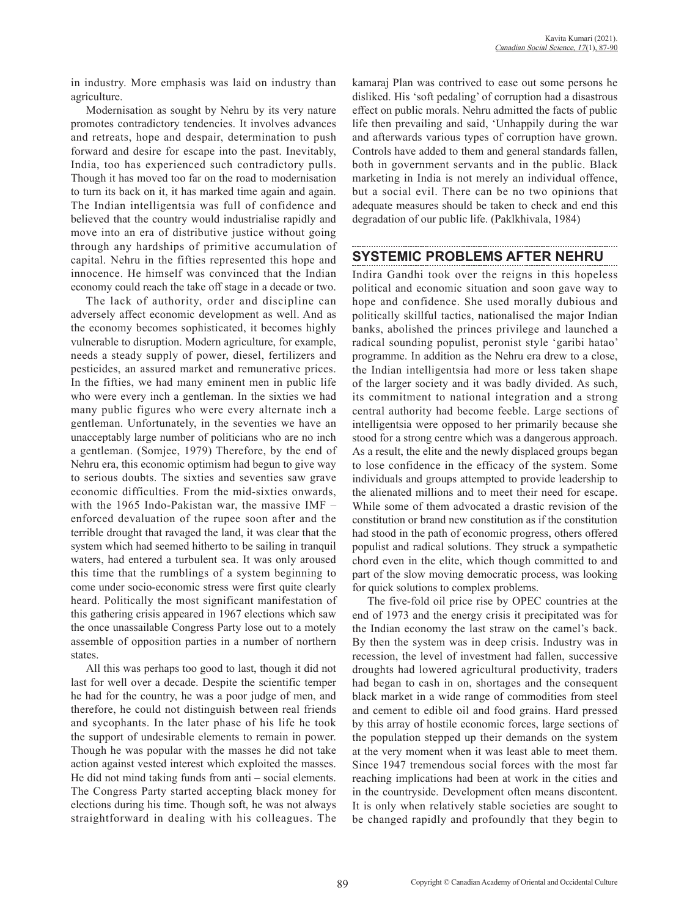in industry. More emphasis was laid on industry than agriculture.

Modernisation as sought by Nehru by its very nature promotes contradictory tendencies. It involves advances and retreats, hope and despair, determination to push forward and desire for escape into the past. Inevitably, India, too has experienced such contradictory pulls. Though it has moved too far on the road to modernisation to turn its back on it, it has marked time again and again. The Indian intelligentsia was full of confidence and believed that the country would industrialise rapidly and move into an era of distributive justice without going through any hardships of primitive accumulation of capital. Nehru in the fifties represented this hope and innocence. He himself was convinced that the Indian economy could reach the take off stage in a decade or two.

The lack of authority, order and discipline can adversely affect economic development as well. And as the economy becomes sophisticated, it becomes highly vulnerable to disruption. Modern agriculture, for example, needs a steady supply of power, diesel, fertilizers and pesticides, an assured market and remunerative prices. In the fifties, we had many eminent men in public life who were every inch a gentleman. In the sixties we had many public figures who were every alternate inch a gentleman. Unfortunately, in the seventies we have an unacceptably large number of politicians who are no inch a gentleman. (Somjee, 1979) Therefore, by the end of Nehru era, this economic optimism had begun to give way to serious doubts. The sixties and seventies saw grave economic difficulties. From the mid-sixties onwards, with the 1965 Indo-Pakistan war, the massive IMF – enforced devaluation of the rupee soon after and the terrible drought that ravaged the land, it was clear that the system which had seemed hitherto to be sailing in tranquil waters, had entered a turbulent sea. It was only aroused this time that the rumblings of a system beginning to come under socio-economic stress were first quite clearly heard. Politically the most significant manifestation of this gathering crisis appeared in 1967 elections which saw the once unassailable Congress Party lose out to a motely assemble of opposition parties in a number of northern states.

All this was perhaps too good to last, though it did not last for well over a decade. Despite the scientific temper he had for the country, he was a poor judge of men, and therefore, he could not distinguish between real friends and sycophants. In the later phase of his life he took the support of undesirable elements to remain in power. Though he was popular with the masses he did not take action against vested interest which exploited the masses. He did not mind taking funds from anti – social elements. The Congress Party started accepting black money for elections during his time. Though soft, he was not always straightforward in dealing with his colleagues. The kamaraj Plan was contrived to ease out some persons he disliked. His 'soft pedaling' of corruption had a disastrous effect on public morals. Nehru admitted the facts of public life then prevailing and said, 'Unhappily during the war and afterwards various types of corruption have grown. Controls have added to them and general standards fallen, both in government servants and in the public. Black marketing in India is not merely an individual offence, but a social evil. There can be no two opinions that adequate measures should be taken to check and end this degradation of our public life. (Paklkhivala, 1984)

## SYSTEMIC PROBLEMS AFTER NEHRU

Indira Gandhi took over the reigns in this hopeless political and economic situation and soon gave way to hope and confidence. She used morally dubious and politically skillful tactics, nationalised the major Indian banks, abolished the princes privilege and launched a radical sounding populist, peronist style 'garibi hatao' programme. In addition as the Nehru era drew to a close, the Indian intelligentsia had more or less taken shape of the larger society and it was badly divided. As such, its commitment to national integration and a strong central authority had become feeble. Large sections of intelligentsia were opposed to her primarily because she stood for a strong centre which was a dangerous approach. As a result, the elite and the newly displaced groups began to lose confidence in the efficacy of the system. Some individuals and groups attempted to provide leadership to the alienated millions and to meet their need for escape. While some of them advocated a drastic revision of the constitution or brand new constitution as if the constitution had stood in the path of economic progress, others offered populist and radical solutions. They struck a sympathetic chord even in the elite, which though committed to and part of the slow moving democratic process, was looking for quick solutions to complex problems.

The five-fold oil price rise by OPEC countries at the end of 1973 and the energy crisis it precipitated was for the Indian economy the last straw on the camel's back. By then the system was in deep crisis. Industry was in recession, the level of investment had fallen, successive droughts had lowered agricultural productivity, traders had began to cash in on, shortages and the consequent black market in a wide range of commodities from steel and cement to edible oil and food grains. Hard pressed by this array of hostile economic forces, large sections of the population stepped up their demands on the system at the very moment when it was least able to meet them. Since 1947 tremendous social forces with the most far reaching implications had been at work in the cities and in the countryside. Development often means discontent. It is only when relatively stable societies are sought to be changed rapidly and profoundly that they begin to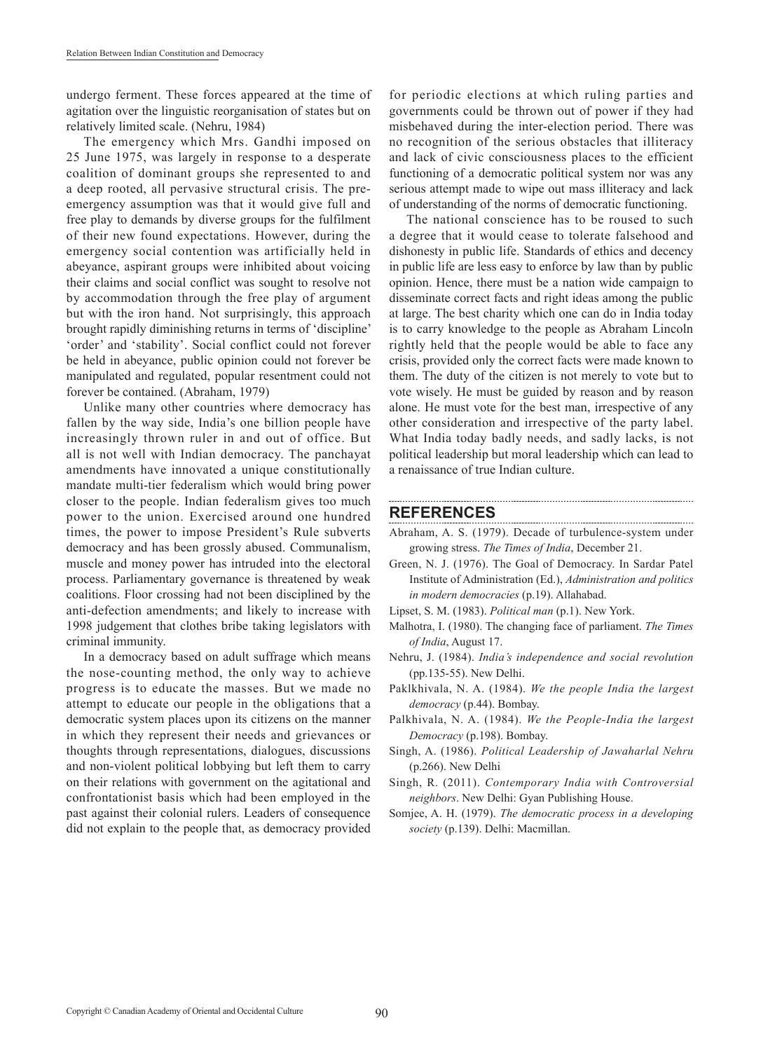undergo ferment. These forces appeared at the time of agitation over the linguistic reorganisation of states but on relatively limited scale. (Nehru, 1984)

The emergency which Mrs. Gandhi imposed on 25 June 1975, was largely in response to a desperate coalition of dominant groups she represented to and a deep rooted, all pervasive structural crisis. The pre-emergency assumption was that it would give full and free play to demands by diverse groups for the fulfilment of their new found expectations. However, during the emergency social contention was artificially held in abeyance, aspirant groups were inhibited about voicing their claims and social conflict was sought to resolve not by accommodation through the free play of argument but with the iron hand. Not surprisingly, this approach brought rapidly diminishing returns in terms of 'discipline' 'order' and 'stability'. Social conflict could not forever be held in abeyance, public opinion could not forever be manipulated and regulated, popular resentment could not forever be contained. (Abraham, 1979)

Unlike many other countries where democracy has fallen by the way side, India's one billion people have increasingly thrown ruler in and out of office. But all is not well with Indian democracy. The panchayat amendments have innovated a unique constitutionally mandate multi-tier federalism which would bring power closer to the people. Indian federalism gives too much power to the union. Exercised around one hundred times, the power to impose President's Rule subverts democracy and has been grossly abused. Communalism, muscle and money power has intruded into the electoral process. Parliamentary governance is threatened by weak coalitions. Floor crossing had not been disciplined by the anti-defection amendments; and likely to increase with 1998 judgement that clothes bribe taking legislators with criminal immunity.

In a democracy based on adult suffrage which means the nose-counting method, the only way to achieve progress is to educate the masses. But we made no attempt to educate our people in the obligations that a democratic system places upon its citizens on the manner in which they represent their needs and grievances or thoughts through representations, dialogues, discussions and non-violent political lobbying but left them to carry on their relations with government on the agitational and confrontationist basis which had been employed in the past against their colonial rulers. Leaders of consequence did not explain to the people that, as democracy provided for periodic elections at which ruling parties and governments could be thrown out of power if they had misbehaved during the inter-election period. There was no recognition of the serious obstacles that illiteracy and lack of civic consciousness places to the efficient functioning of a democratic political system nor was any serious attempt made to wipe out mass illiteracy and lack of understanding of the norms of democratic functioning.

The national conscience has to be roused to such a degree that it would cease to tolerate falsehood and dishonesty in public life. Standards of ethics and decency in public life are less easy to enforce by law than by public opinion. Hence, there must be a nation wide campaign to disseminate correct facts and right ideas among the public at large. The best charity which one can do in India today is to carry knowledge to the people as Abraham Lincoln rightly held that the people would be able to face any crisis, provided only the correct facts were made known to them. The duty of the citizen is not merely to vote but to vote wisely. He must be guided by reason and by reason alone. He must vote for the best man, irrespective of any other consideration and irrespective of the party label. What India today badly needs, and sadly lacks, is not political leadership but moral leadership which can lead to a renaissance of true Indian culture.

## REFERENCES

Abraham, A. S. (1979). Decade of turbulence-system under growing stress. *The Times of India*, December 21.

Green, N. J. (1976). The Goal of Democracy. In Sardar Patel Institute of Administration (Ed.), *Administration and politics in modern democracies* (p.19). Allahabad.

Lipset, S. M. (1983). *Political man* (p.1). New York.

Malhotra, I. (1980). The changing face of parliament. *The Times of India*, August 17.

Nehru, J. (1984). *India's independence and social revolution* (pp.135-55). New Delhi.

Paklkhivala, N. A. (1984). *We the people India the largest democracy* (p.44). Bombay.

Palkhivala, N. A. (1984). *We the People-India the largest Democracy* (p.198). Bombay.

Singh, A. (1986). *Political Leadership of Jawaharlal Nehru* (p.266). New Delhi

Singh, R. (2011). *Contemporary India with Controversial neighbors*. New Delhi: Gyan Publishing House.

Somjee, A. H. (1979). *The democratic process in a developing society* (p.139). Delhi: Macmillan.